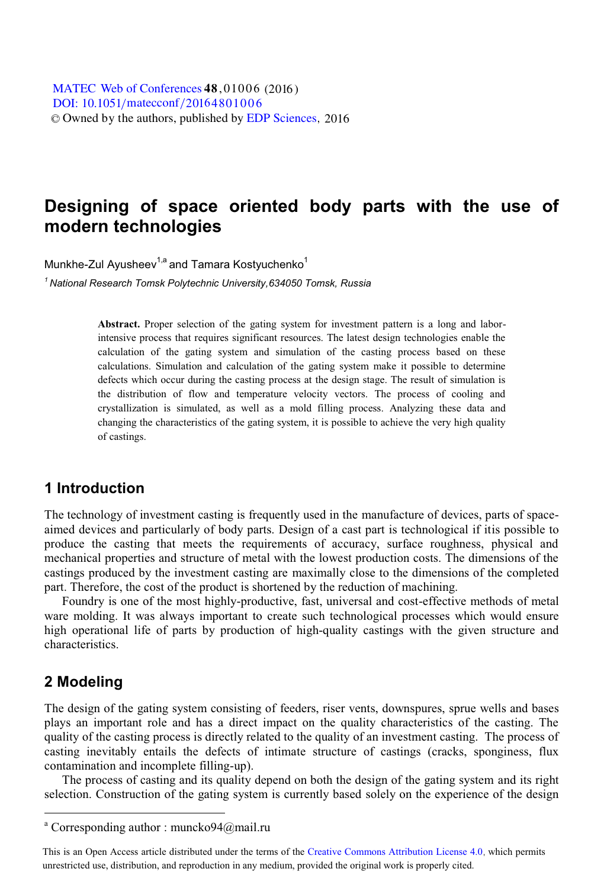# Designing of space oriented body parts with the use of modern technologies

Munkhe-Zul Ayusheev[1,a] and Tamara Kostyuchenko[1]

[1] *National Research Tomsk Polytechnic University,634050 Tomsk, Russia*

**Abstract.** Proper selection of the gating system for investment pattern is a long and labor-intensive process that requires significant resources. The latest design technologies enable the calculation of the gating system and simulation of the casting process based on these calculations. Simulation and calculation of the gating system make it possible to determine defects which occur during the casting process at the design stage. The result of simulation is the distribution of flow and temperature velocity vectors. The process of cooling and crystallization is simulated, as well as a mold filling process. Analyzing these data and changing the characteristics of the gating system, it is possible to achieve the very high quality of castings.

## 1 Introduction

The technology of investment casting is frequently used in the manufacture of devices, parts of space-aimed devices and particularly of body parts. Design of a cast part is technological if itis possible to produce the casting that meets the requirements of accuracy, surface roughness, physical and mechanical properties and structure of metal with the lowest production costs. The dimensions of the castings produced by the investment casting are maximally close to the dimensions of the completed part. Therefore, the cost of the product is shortened by the reduction of machining.

Foundry is one of the most highly-productive, fast, universal and cost-effective methods of metal ware molding. It was always important to create such technological processes which would ensure high operational life of parts by production of high-quality castings with the given structure and characteristics.

## 2 Modeling

The design of the gating system consisting of feeders, riser vents, downspures, sprue wells and bases plays an important role and has a direct impact on the quality characteristics of the casting. The quality of the casting process is directly related to the quality of an investment casting. The process of casting inevitably entails the defects of intimate structure of castings (cracks, sponginess, flux contamination and incomplete filling-up).

The process of casting and its quality depend on both the design of the gating system and its right selection. Construction of the gating system is currently based solely on the experience of the design

---

[a] Corresponding author : muncko94@mail.ru

This is an Open Access article distributed under the terms of the Creative Commons Attribution License 4.0, which permits unrestricted use, distribution, and reproduction in any medium, provided the original work is properly cited.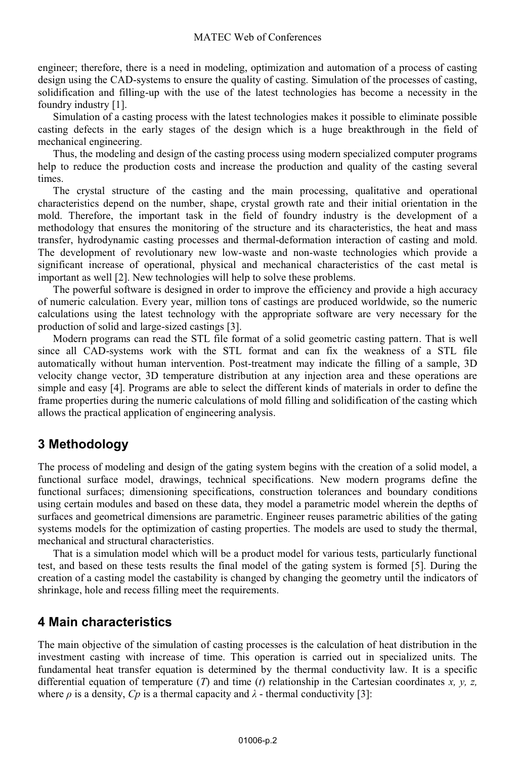engineer; therefore, there is a need in modeling, optimization and automation of a process of casting design using the CAD-systems to ensure the quality of casting. Simulation of the processes of casting, solidification and filling-up with the use of the latest technologies has become a necessity in the foundry industry [1].

Simulation of a casting process with the latest technologies makes it possible to eliminate possible casting defects in the early stages of the design which is a huge breakthrough in the field of mechanical engineering.

Thus, the modeling and design of the casting process using modern specialized computer programs help to reduce the production costs and increase the production and quality of the casting several times.

The crystal structure of the casting and the main processing, qualitative and operational characteristics depend on the number, shape, crystal growth rate and their initial orientation in the mold. Therefore, the important task in the field of foundry industry is the development of a methodology that ensures the monitoring of the structure and its characteristics, the heat and mass transfer, hydrodynamic casting processes and thermal-deformation interaction of casting and mold. The development of revolutionary new low-waste and non-waste technologies which provide a significant increase of operational, physical and mechanical characteristics of the cast metal is important as well [2]. New technologies will help to solve these problems.

The powerful software is designed in order to improve the efficiency and provide a high accuracy of numeric calculation. Every year, million tons of castings are produced worldwide, so the numeric calculations using the latest technology with the appropriate software are very necessary for the production of solid and large-sized castings [3].

Modern programs can read the STL file format of a solid geometric casting pattern. That is well since all CAD-systems work with the STL format and can fix the weakness of a STL file automatically without human intervention. Post-treatment may indicate the filling of a sample, 3D velocity change vector, 3D temperature distribution at any injection area and these operations are simple and easy [4]. Programs are able to select the different kinds of materials in order to define the frame properties during the numeric calculations of mold filling and solidification of the casting which allows the practical application of engineering analysis.

## 3 Methodology

The process of modeling and design of the gating system begins with the creation of a solid model, a functional surface model, drawings, technical specifications. New modern programs define the functional surfaces; dimensioning specifications, construction tolerances and boundary conditions using certain modules and based on these data, they model a parametric model wherein the depths of surfaces and geometrical dimensions are parametric. Engineer reuses parametric abilities of the gating systems models for the optimization of casting properties. The models are used to study the thermal, mechanical and structural characteristics.

That is a simulation model which will be a product model for various tests, particularly functional test, and based on these tests results the final model of the gating system is formed [5]. During the creation of a casting model the castability is changed by changing the geometry until the indicators of shrinkage, hole and recess filling meet the requirements.

## 4 Main characteristics

The main objective of the simulation of casting processes is the calculation of heat distribution in the investment casting with increase of time. This operation is carried out in specialized units. The fundamental heat transfer equation is determined by the thermal conductivity law. It is a specific differential equation of temperature ($T$) and time ($t$) relationship in the Cartesian coordinates $x$, $y$, $z$, where $\rho$ is a density, $Cp$ is a thermal capacity and $\lambda$ - thermal conductivity [3]: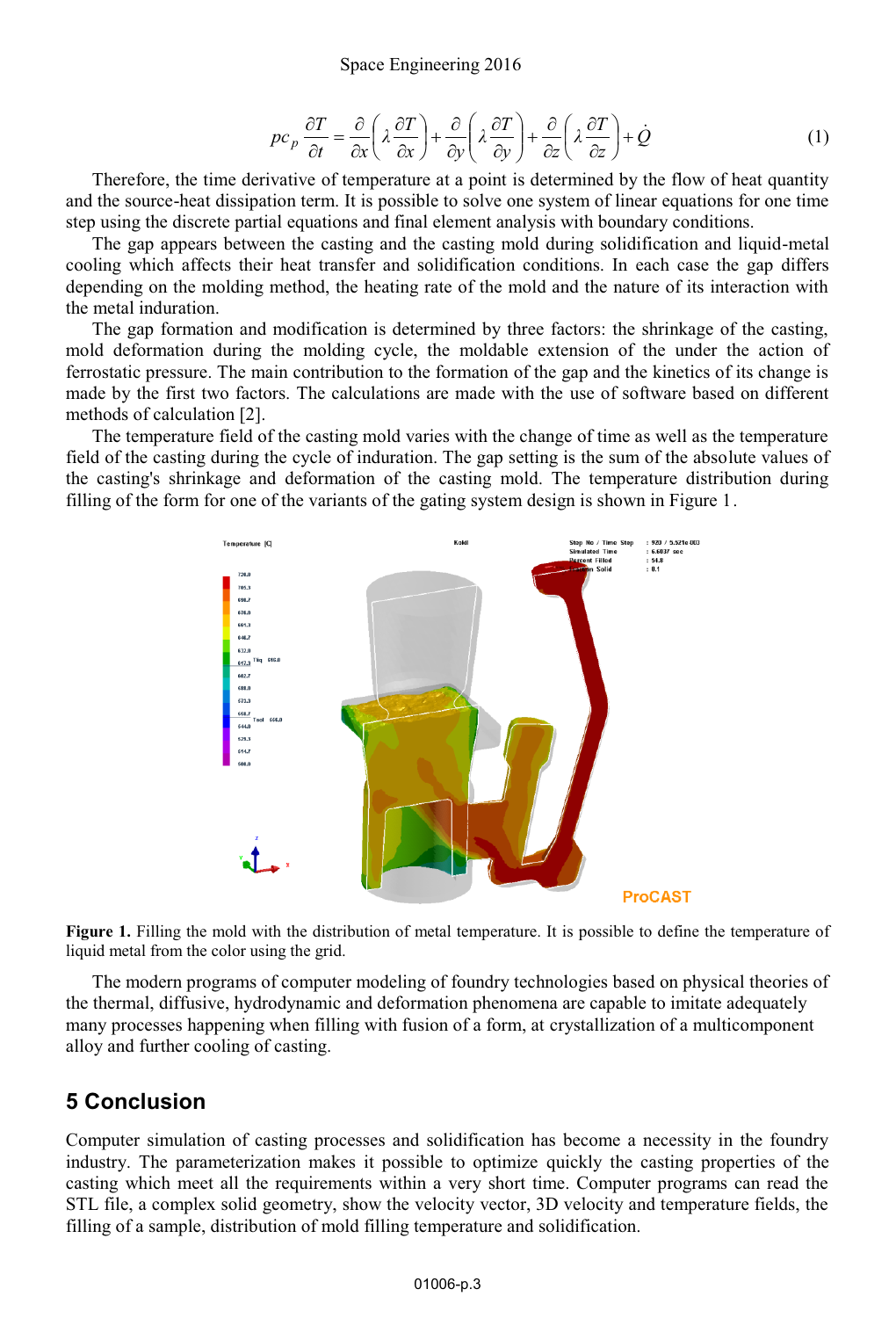$$\rho c_p \frac{\partial T}{\partial t} = \frac{\partial}{\partial x}\left(\lambda \frac{\partial T}{\partial x}\right) + \frac{\partial}{\partial y}\left(\lambda \frac{\partial T}{\partial y}\right) + \frac{\partial}{\partial z}\left(\lambda \frac{\partial T}{\partial z}\right) + \dot{Q} \tag{1}$$

Therefore, the time derivative of temperature at a point is determined by the flow of heat quantity and the source-heat dissipation term. It is possible to solve one system of linear equations for one time step using the discrete partial equations and final element analysis with boundary conditions.

The gap appears between the casting and the casting mold during solidification and liquid-metal cooling which affects their heat transfer and solidification conditions. In each case the gap differs depending on the molding method, the heating rate of the mold and the nature of its interaction with the metal induration.

The gap formation and modification is determined by three factors: the shrinkage of the casting, mold deformation during the molding cycle, the moldable extension of the under the action of ferrostatic pressure. The main contribution to the formation of the gap and the kinetics of its change is made by the first two factors. The calculations are made with the use of software based on different methods of calculation [2].

The temperature field of the casting mold varies with the change of time as well as the temperature field of the casting during the cycle of induration. The gap setting is the sum of the absolute values of the casting's shrinkage and deformation of the casting mold. The temperature distribution during filling of the form for one of the variants of the gating system design is shown in Figure 1.

Temperature [C]
720.0
705.3
690.7
676.0
661.3
646.7
632.0
617.3 Tliq 616.0
602.7
588.0
573.3
558.7 Tsol 556.0
544.0
529.3
514.7
500.0
Kokil
Stop No / Time Step : 920 / 5.521e-003
Simulated Time : 6.6037 sec
Percent Filled : 54.8
Fraction Solid : 0.1
ProCAST

**Figure 1.** Filling the mold with the distribution of metal temperature. It is possible to define the temperature of liquid metal from the color using the grid.

The modern programs of computer modeling of foundry technologies based on physical theories of the thermal, diffusive, hydrodynamic and deformation phenomena are capable to imitate adequately many processes happening when filling with fusion of a form, at crystallization of a multicomponent alloy and further cooling of casting.

## 5 Conclusion

Computer simulation of casting processes and solidification has become a necessity in the foundry industry. The parameterization makes it possible to optimize quickly the casting properties of the casting which meet all the requirements within a very short time. Computer programs can read the STL file, a complex solid geometry, show the velocity vector, 3D velocity and temperature fields, the filling of a sample, distribution of mold filling temperature and solidification.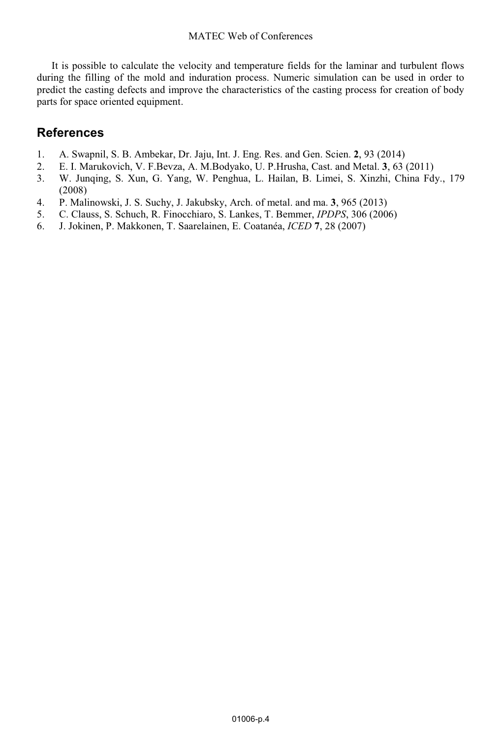It is possible to calculate the velocity and temperature fields for the laminar and turbulent flows during the filling of the mold and induration process. Numeric simulation can be used in order to predict the casting defects and improve the characteristics of the casting process for creation of body parts for space oriented equipment.

## References

1. A. Swapnil, S. B. Ambekar, Dr. Jaju, Int. J. Eng. Res. and Gen. Scien. **2**, 93 (2014)
2. E. I. Marukovich, V. F.Bevza, A. M.Bodyako, U. P.Hrusha, Cast. and Metal. **3**, 63 (2011)
3. W. Junqing, S. Xun, G. Yang, W. Penghua, L. Hailan, B. Limei, S. Xinzhi, China Fdy., 179 (2008)
4. P. Malinowski, J. S. Suchy, J. Jakubsky, Arch. of metal. and ma. **3**, 965 (2013)
5. C. Clauss, S. Schuch, R. Finocchiaro, S. Lankes, T. Bemmer, *IPDPS*, 306 (2006)
6. J. Jokinen, P. Makkonen, T. Saarelainen, E. Coatanéa, *ICED* **7**, 28 (2007)